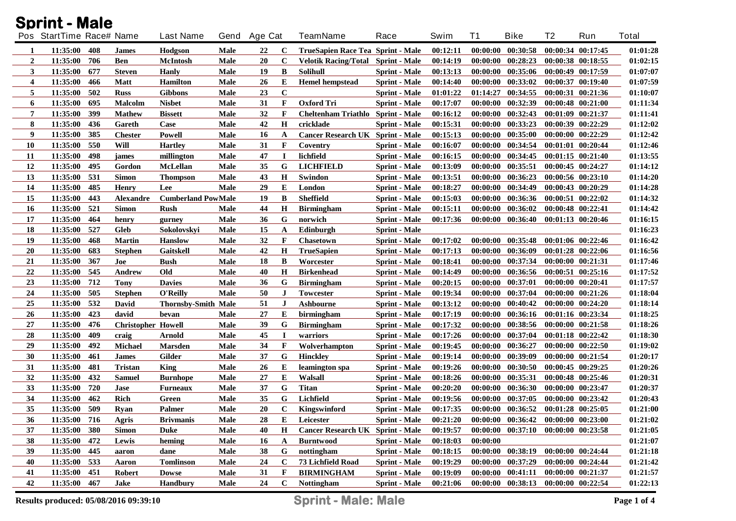# Sprint - Male

| Pos | StartTime | Race# | Name | Last Name | Gend | Age | Cat | TeamName | Race | Swim | T1 | Bike | T2 | Run | Total |
|---|---|---|---|---|---|---|---|---|---|---|---|---|---|---|---|
| 1 | 11:35:00 | 408 | James | Hodgson | Male | 22 | C | TrueSapien Race Tea | Sprint - Male | 00:12:11 | 00:00:00 | 00:30:58 | 00:00:34 | 00:17:45 | 01:01:28 |
| 2 | 11:35:00 | 706 | Ben | McIntosh | Male | 20 | C | Velotik Racing/Total | Sprint - Male | 00:14:19 | 00:00:00 | 00:28:23 | 00:00:38 | 00:18:55 | 01:02:15 |
| 3 | 11:35:00 | 677 | Steven | Hanly | Male | 19 | B | Solihull | Sprint - Male | 00:13:13 | 00:00:00 | 00:35:06 | 00:00:49 | 00:17:59 | 01:07:07 |
| 4 | 11:35:00 | 466 | Matt | Hamilton | Male | 26 | E | Hemel hempstead | Sprint - Male | 00:14:40 | 00:00:00 | 00:33:02 | 00:00:37 | 00:19:40 | 01:07:59 |
| 5 | 11:35:00 | 502 | Russ | Gibbons | Male | 23 | C | | Sprint - Male | 01:01:22 | 01:14:27 | 00:34:55 | 00:00:31 | 00:21:36 | 01:10:07 |
| 6 | 11:35:00 | 695 | Malcolm | Nisbet | Male | 31 | F | Oxford Tri | Sprint - Male | 00:17:07 | 00:00:00 | 00:32:39 | 00:00:48 | 00:21:00 | 01:11:34 |
| 7 | 11:35:00 | 399 | Mathew | Bissett | Male | 32 | F | Cheltenham Triathlo | Sprint - Male | 00:16:12 | 00:00:00 | 00:32:43 | 00:01:09 | 00:21:37 | 01:11:41 |
| 8 | 11:35:00 | 436 | Gareth | Case | Male | 42 | H | cricklade | Sprint - Male | 00:15:31 | 00:00:00 | 00:33:23 | 00:00:39 | 00:22:29 | 01:12:02 |
| 9 | 11:35:00 | 385 | Chester | Powell | Male | 16 | A | Cancer Research UK | Sprint - Male | 00:15:13 | 00:00:00 | 00:35:00 | 00:00:00 | 00:22:29 | 01:12:42 |
| 10 | 11:35:00 | 550 | Will | Hartley | Male | 31 | F | Coventry | Sprint - Male | 00:16:07 | 00:00:00 | 00:34:54 | 00:01:01 | 00:20:44 | 01:12:46 |
| 11 | 11:35:00 | 498 | james | millington | Male | 47 | I | lichfield | Sprint - Male | 00:16:15 | 00:00:00 | 00:34:45 | 00:01:15 | 00:21:40 | 01:13:55 |
| 12 | 11:35:00 | 495 | Gordon | McLellan | Male | 35 | G | LICHFIELD | Sprint - Male | 00:13:09 | 00:00:00 | 00:35:51 | 00:00:45 | 00:24:27 | 01:14:12 |
| 13 | 11:35:00 | 531 | Simon | Thompson | Male | 43 | H | Swindon | Sprint - Male | 00:13:51 | 00:00:00 | 00:36:23 | 00:00:56 | 00:23:10 | 01:14:20 |
| 14 | 11:35:00 | 485 | Henry | Lee | Male | 29 | E | London | Sprint - Male | 00:18:27 | 00:00:00 | 00:34:49 | 00:00:43 | 00:20:29 | 01:14:28 |
| 15 | 11:35:00 | 443 | Alexandre | Cumberland Pow | Male | 19 | B | Sheffield | Sprint - Male | 00:15:03 | 00:00:00 | 00:36:36 | 00:00:51 | 00:22:02 | 01:14:32 |
| 16 | 11:35:00 | 521 | Simon | Rush | Male | 44 | H | Birmingham | Sprint - Male | 00:15:11 | 00:00:00 | 00:36:02 | 00:00:48 | 00:22:41 | 01:14:42 |
| 17 | 11:35:00 | 464 | henry | gurney | Male | 36 | G | norwich | Sprint - Male | 00:17:36 | 00:00:00 | 00:36:40 | 00:01:13 | 00:20:46 | 01:16:15 |
| 18 | 11:35:00 | 527 | Gleb | Sokolovskyi | Male | 15 | A | Edinburgh | Sprint - Male | | | | | | 01:16:23 |
| 19 | 11:35:00 | 468 | Martin | Hanslow | Male | 32 | F | Chasetown | Sprint - Male | 00:17:02 | 00:00:00 | 00:35:48 | 00:01:06 | 00:22:46 | 01:16:42 |
| 20 | 11:35:00 | 683 | Stephen | Gaitskell | Male | 42 | H | TrueSapien | Sprint - Male | 00:17:13 | 00:00:00 | 00:36:09 | 00:01:28 | 00:22:06 | 01:16:56 |
| 21 | 11:35:00 | 367 | Joe | Bush | Male | 18 | B | Worcester | Sprint - Male | 00:18:41 | 00:00:00 | 00:37:34 | 00:00:00 | 00:21:31 | 01:17:46 |
| 22 | 11:35:00 | 545 | Andrew | Old | Male | 40 | H | Birkenhead | Sprint - Male | 00:14:49 | 00:00:00 | 00:36:56 | 00:00:51 | 00:25:16 | 01:17:52 |
| 23 | 11:35:00 | 712 | Tony | Davies | Male | 36 | G | Birmingham | Sprint - Male | 00:20:15 | 00:00:00 | 00:37:01 | 00:00:00 | 00:20:41 | 01:17:57 |
| 24 | 11:35:00 | 505 | Stephen | O'Reilly | Male | 50 | J | Towcester | Sprint - Male | 00:19:34 | 00:00:00 | 00:37:04 | 00:00:00 | 00:21:26 | 01:18:04 |
| 25 | 11:35:00 | 532 | David | Thornsby-Smith | Male | 51 | J | Ashbourne | Sprint - Male | 00:13:12 | 00:00:00 | 00:40:42 | 00:00:00 | 00:24:20 | 01:18:14 |
| 26 | 11:35:00 | 423 | david | bevan | Male | 27 | E | birmingham | Sprint - Male | 00:17:19 | 00:00:00 | 00:36:16 | 00:01:16 | 00:23:34 | 01:18:25 |
| 27 | 11:35:00 | 476 | Christopher | Howell | Male | 39 | G | Birmingham | Sprint - Male | 00:17:32 | 00:00:00 | 00:38:56 | 00:00:00 | 00:21:58 | 01:18:26 |
| 28 | 11:35:00 | 409 | craig | Arnold | Male | 45 | I | warriors | Sprint - Male | 00:17:26 | 00:00:00 | 00:37:04 | 00:01:18 | 00:22:42 | 01:18:30 |
| 29 | 11:35:00 | 492 | Michael | Marsden | Male | 34 | F | Wolverhampton | Sprint - Male | 00:19:45 | 00:00:00 | 00:36:27 | 00:00:00 | 00:22:50 | 01:19:02 |
| 30 | 11:35:00 | 461 | James | Gilder | Male | 37 | G | Hinckley | Sprint - Male | 00:19:14 | 00:00:00 | 00:39:09 | 00:00:00 | 00:21:54 | 01:20:17 |
| 31 | 11:35:00 | 481 | Tristan | King | Male | 26 | E | leamington spa | Sprint - Male | 00:19:26 | 00:00:00 | 00:30:50 | 00:00:45 | 00:29:25 | 01:20:26 |
| 32 | 11:35:00 | 432 | Samuel | Burnhope | Male | 27 | E | Walsall | Sprint - Male | 00:18:26 | 00:00:00 | 00:35:31 | 00:00:48 | 00:25:46 | 01:20:31 |
| 33 | 11:35:00 | 720 | Jase | Furneaux | Male | 37 | G | Titan | Sprint - Male | 00:20:20 | 00:00:00 | 00:36:30 | 00:00:00 | 00:23:47 | 01:20:37 |
| 34 | 11:35:00 | 462 | Rich | Green | Male | 35 | G | Lichfield | Sprint - Male | 00:19:56 | 00:00:00 | 00:37:05 | 00:00:00 | 00:23:42 | 01:20:43 |
| 35 | 11:35:00 | 509 | Ryan | Palmer | Male | 20 | C | Kingswinford | Sprint - Male | 00:17:35 | 00:00:00 | 00:36:52 | 00:01:28 | 00:25:05 | 01:21:00 |
| 36 | 11:35:00 | 716 | Agris | Brivmanis | Male | 28 | E | Leicester | Sprint - Male | 00:21:20 | 00:00:00 | 00:36:42 | 00:00:00 | 00:23:00 | 01:21:02 |
| 37 | 11:35:00 | 380 | Simon | Duke | Male | 40 | H | Cancer Research UK | Sprint - Male | 00:19:57 | 00:00:00 | 00:37:10 | 00:00:00 | 00:23:58 | 01:21:05 |
| 38 | 11:35:00 | 472 | Lewis | heming | Male | 16 | A | Burntwood | Sprint - Male | 00:18:03 | 00:00:00 | | | | 01:21:07 |
| 39 | 11:35:00 | 445 | aaron | dane | Male | 38 | G | nottingham | Sprint - Male | 00:18:15 | 00:00:00 | 00:38:19 | 00:00:00 | 00:24:44 | 01:21:18 |
| 40 | 11:35:00 | 533 | Aaron | Tomlinson | Male | 24 | C | 73 Lichfield Road | Sprint - Male | 00:19:29 | 00:00:00 | 00:37:29 | 00:00:00 | 00:24:44 | 01:21:42 |
| 41 | 11:35:00 | 451 | Robert | Dowse | Male | 31 | F | BIRMINGHAM | Sprint - Male | 00:19:09 | 00:00:00 | 00:41:11 | 00:00:00 | 00:21:37 | 01:21:57 |
| 42 | 11:35:00 | 467 | Jake | Handbury | Male | 24 | C | Nottingham | Sprint - Male | 00:21:06 | 00:00:00 | 00:38:13 | 00:00:00 | 00:22:54 | 01:22:13 |

Results produced: 05/08/2016 09:39:10

**Sprint - Male: Male**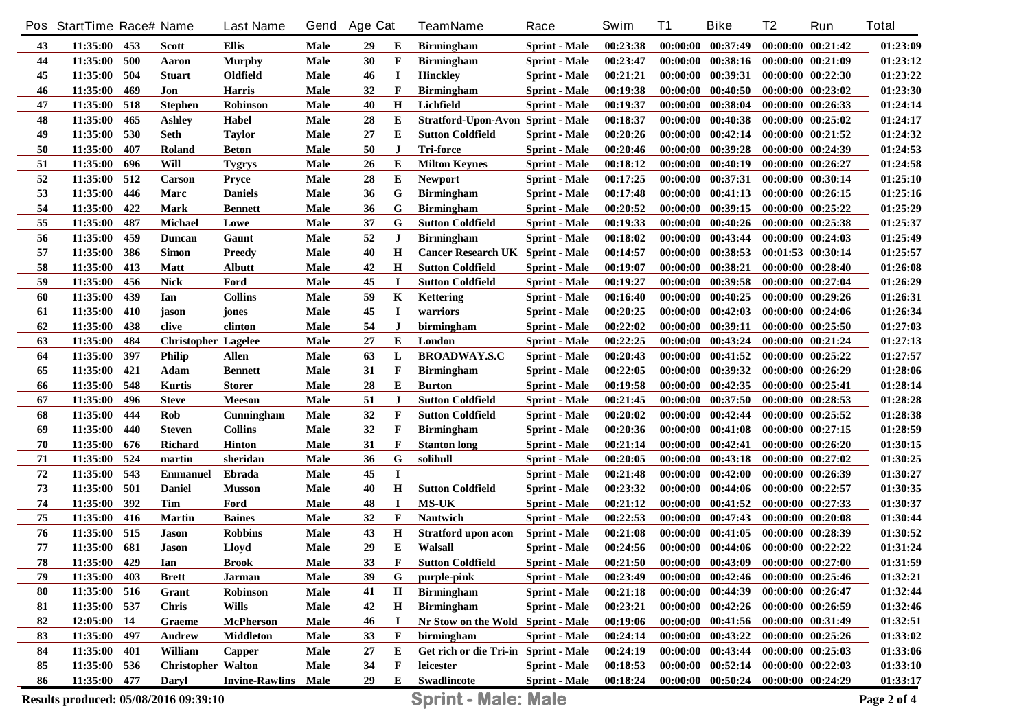| Pos | StartTime | Race# | Name | Last Name | Gend | Age | Cat | TeamName | Race | Swim | T1 | Bike | T2 | Run | Total |
|---|---|---|---|---|---|---|---|---|---|---|---|---|---|---|---|
| 43 | 11:35:00 | 453 | Scott | Ellis | Male | 29 | E | Birmingham | Sprint - Male | 00:23:38 | 00:00:00 | 00:37:49 | 00:00:00 | 00:21:42 | 01:23:09 |
| 44 | 11:35:00 | 500 | Aaron | Murphy | Male | 30 | F | Birmingham | Sprint - Male | 00:23:47 | 00:00:00 | 00:38:16 | 00:00:00 | 00:21:09 | 01:23:12 |
| 45 | 11:35:00 | 504 | Stuart | Oldfield | Male | 46 | I | Hinckley | Sprint - Male | 00:21:21 | 00:00:00 | 00:39:31 | 00:00:00 | 00:22:30 | 01:23:22 |
| 46 | 11:35:00 | 469 | Jon | Harris | Male | 32 | F | Birmingham | Sprint - Male | 00:19:38 | 00:00:00 | 00:40:50 | 00:00:00 | 00:23:02 | 01:23:30 |
| 47 | 11:35:00 | 518 | Stephen | Robinson | Male | 40 | H | Lichfield | Sprint - Male | 00:19:37 | 00:00:00 | 00:38:04 | 00:00:00 | 00:26:33 | 01:24:14 |
| 48 | 11:35:00 | 465 | Ashley | Habel | Male | 28 | E | Stratford-Upon-Avon | Sprint - Male | 00:18:37 | 00:00:00 | 00:40:38 | 00:00:00 | 00:25:02 | 01:24:17 |
| 49 | 11:35:00 | 530 | Seth | Taylor | Male | 27 | E | Sutton Coldfield | Sprint - Male | 00:20:26 | 00:00:00 | 00:42:14 | 00:00:00 | 00:21:52 | 01:24:32 |
| 50 | 11:35:00 | 407 | Roland | Beton | Male | 50 | J | Tri-force | Sprint - Male | 00:20:46 | 00:00:00 | 00:39:28 | 00:00:00 | 00:24:39 | 01:24:53 |
| 51 | 11:35:00 | 696 | Will | Tygrys | Male | 26 | E | Milton Keynes | Sprint - Male | 00:18:12 | 00:00:00 | 00:40:19 | 00:00:00 | 00:26:27 | 01:24:58 |
| 52 | 11:35:00 | 512 | Carson | Pryce | Male | 28 | E | Newport | Sprint - Male | 00:17:25 | 00:00:00 | 00:37:31 | 00:00:00 | 00:30:14 | 01:25:10 |
| 53 | 11:35:00 | 446 | Marc | Daniels | Male | 36 | G | Birmingham | Sprint - Male | 00:17:48 | 00:00:00 | 00:41:13 | 00:00:00 | 00:26:15 | 01:25:16 |
| 54 | 11:35:00 | 422 | Mark | Bennett | Male | 36 | G | Birmingham | Sprint - Male | 00:20:52 | 00:00:00 | 00:39:15 | 00:00:00 | 00:25:22 | 01:25:29 |
| 55 | 11:35:00 | 487 | Michael | Lowe | Male | 37 | G | Sutton Coldfield | Sprint - Male | 00:19:33 | 00:00:00 | 00:40:26 | 00:00:00 | 00:25:38 | 01:25:37 |
| 56 | 11:35:00 | 459 | Duncan | Gaunt | Male | 52 | J | Birmingham | Sprint - Male | 00:18:02 | 00:00:00 | 00:43:44 | 00:00:00 | 00:24:03 | 01:25:49 |
| 57 | 11:35:00 | 386 | Simon | Preedy | Male | 40 | H | Cancer Research UK | Sprint - Male | 00:14:57 | 00:00:00 | 00:38:53 | 00:01:53 | 00:30:14 | 01:25:57 |
| 58 | 11:35:00 | 413 | Matt | Albutt | Male | 42 | H | Sutton Coldfield | Sprint - Male | 00:19:07 | 00:00:00 | 00:38:21 | 00:00:00 | 00:28:40 | 01:26:08 |
| 59 | 11:35:00 | 456 | Nick | Ford | Male | 45 | I | Sutton Coldfield | Sprint - Male | 00:19:27 | 00:00:00 | 00:39:58 | 00:00:00 | 00:27:04 | 01:26:29 |
| 60 | 11:35:00 | 439 | Ian | Collins | Male | 59 | K | Kettering | Sprint - Male | 00:16:40 | 00:00:00 | 00:40:25 | 00:00:00 | 00:29:26 | 01:26:31 |
| 61 | 11:35:00 | 410 | jason | jones | Male | 45 | I | warriors | Sprint - Male | 00:20:25 | 00:00:00 | 00:42:03 | 00:00:00 | 00:24:06 | 01:26:34 |
| 62 | 11:35:00 | 438 | clive | clinton | Male | 54 | J | birmingham | Sprint - Male | 00:22:02 | 00:00:00 | 00:39:11 | 00:00:00 | 00:25:50 | 01:27:03 |
| 63 | 11:35:00 | 484 | Christopher | Lagelee | Male | 27 | E | London | Sprint - Male | 00:22:25 | 00:00:00 | 00:43:24 | 00:00:00 | 00:21:24 | 01:27:13 |
| 64 | 11:35:00 | 397 | Philip | Allen | Male | 63 | L | BROADWAY.S.C | Sprint - Male | 00:20:43 | 00:00:00 | 00:41:52 | 00:00:00 | 00:25:22 | 01:27:57 |
| 65 | 11:35:00 | 421 | Adam | Bennett | Male | 31 | F | Birmingham | Sprint - Male | 00:22:05 | 00:00:00 | 00:39:32 | 00:00:00 | 00:26:29 | 01:28:06 |
| 66 | 11:35:00 | 548 | Kurtis | Storer | Male | 28 | E | Burton | Sprint - Male | 00:19:58 | 00:00:00 | 00:42:35 | 00:00:00 | 00:25:41 | 01:28:14 |
| 67 | 11:35:00 | 496 | Steve | Meeson | Male | 51 | J | Sutton Coldfield | Sprint - Male | 00:21:45 | 00:00:00 | 00:37:50 | 00:00:00 | 00:28:53 | 01:28:28 |
| 68 | 11:35:00 | 444 | Rob | Cunningham | Male | 32 | F | Sutton Coldfield | Sprint - Male | 00:20:02 | 00:00:00 | 00:42:44 | 00:00:00 | 00:25:52 | 01:28:38 |
| 69 | 11:35:00 | 440 | Steven | Collins | Male | 32 | F | Birmingham | Sprint - Male | 00:20:36 | 00:00:00 | 00:41:08 | 00:00:00 | 00:27:15 | 01:28:59 |
| 70 | 11:35:00 | 676 | Richard | Hinton | Male | 31 | F | Stanton long | Sprint - Male | 00:21:14 | 00:00:00 | 00:42:41 | 00:00:00 | 00:26:20 | 01:30:15 |
| 71 | 11:35:00 | 524 | martin | sheridan | Male | 36 | G | solihull | Sprint - Male | 00:20:05 | 00:00:00 | 00:43:18 | 00:00:00 | 00:27:02 | 01:30:25 |
| 72 | 11:35:00 | 543 | Emmanuel | Ebrada | Male | 45 | I | | Sprint - Male | 00:21:48 | 00:00:00 | 00:42:00 | 00:00:00 | 00:26:39 | 01:30:27 |
| 73 | 11:35:00 | 501 | Daniel | Musson | Male | 40 | H | Sutton Coldfield | Sprint - Male | 00:23:32 | 00:00:00 | 00:44:06 | 00:00:00 | 00:22:57 | 01:30:35 |
| 74 | 11:35:00 | 392 | Tim | Ford | Male | 48 | I | MS-UK | Sprint - Male | 00:21:12 | 00:00:00 | 00:41:52 | 00:00:00 | 00:27:33 | 01:30:37 |
| 75 | 11:35:00 | 416 | Martin | Baines | Male | 32 | F | Nantwich | Sprint - Male | 00:22:53 | 00:00:00 | 00:47:43 | 00:00:00 | 00:20:08 | 01:30:44 |
| 76 | 11:35:00 | 515 | Jason | Robbins | Male | 43 | H | Stratford upon acon | Sprint - Male | 00:21:08 | 00:00:00 | 00:41:05 | 00:00:00 | 00:28:39 | 01:30:52 |
| 77 | 11:35:00 | 681 | Jason | Lloyd | Male | 29 | E | Walsall | Sprint - Male | 00:24:56 | 00:00:00 | 00:44:06 | 00:00:00 | 00:22:22 | 01:31:24 |
| 78 | 11:35:00 | 429 | Ian | Brook | Male | 33 | F | Sutton Coldfield | Sprint - Male | 00:21:50 | 00:00:00 | 00:43:09 | 00:00:00 | 00:27:00 | 01:31:59 |
| 79 | 11:35:00 | 403 | Brett | Jarman | Male | 39 | G | purple-pink | Sprint - Male | 00:23:49 | 00:00:00 | 00:42:46 | 00:00:00 | 00:25:46 | 01:32:21 |
| 80 | 11:35:00 | 516 | Grant | Robinson | Male | 41 | H | Birmingham | Sprint - Male | 00:21:18 | 00:00:00 | 00:44:39 | 00:00:00 | 00:26:47 | 01:32:44 |
| 81 | 11:35:00 | 537 | Chris | Wills | Male | 42 | H | Birmingham | Sprint - Male | 00:23:21 | 00:00:00 | 00:42:26 | 00:00:00 | 00:26:59 | 01:32:46 |
| 82 | 12:05:00 | 14 | Graeme | McPherson | Male | 46 | I | Nr Stow on the Wold | Sprint - Male | 00:19:06 | 00:00:00 | 00:41:56 | 00:00:00 | 00:31:49 | 01:32:51 |
| 83 | 11:35:00 | 497 | Andrew | Middleton | Male | 33 | F | birmingham | Sprint - Male | 00:24:14 | 00:00:00 | 00:43:22 | 00:00:00 | 00:25:26 | 01:33:02 |
| 84 | 11:35:00 | 401 | William | Capper | Male | 27 | E | Get rich or die Tri-in | Sprint - Male | 00:24:19 | 00:00:00 | 00:43:44 | 00:00:00 | 00:25:03 | 01:33:06 |
| 85 | 11:35:00 | 536 | Christopher | Walton | Male | 34 | F | leicester | Sprint - Male | 00:18:53 | 00:00:00 | 00:52:14 | 00:00:00 | 00:22:03 | 01:33:10 |
| 86 | 11:35:00 | 477 | Daryl | Invine-Rawlins | Male | 29 | E | Swadlincote | Sprint - Male | 00:18:24 | 00:00:00 | 00:50:24 | 00:00:00 | 00:24:29 | 01:33:17 |

Results produced: 05/08/2016 09:39:10

**Sprint - Male: Male**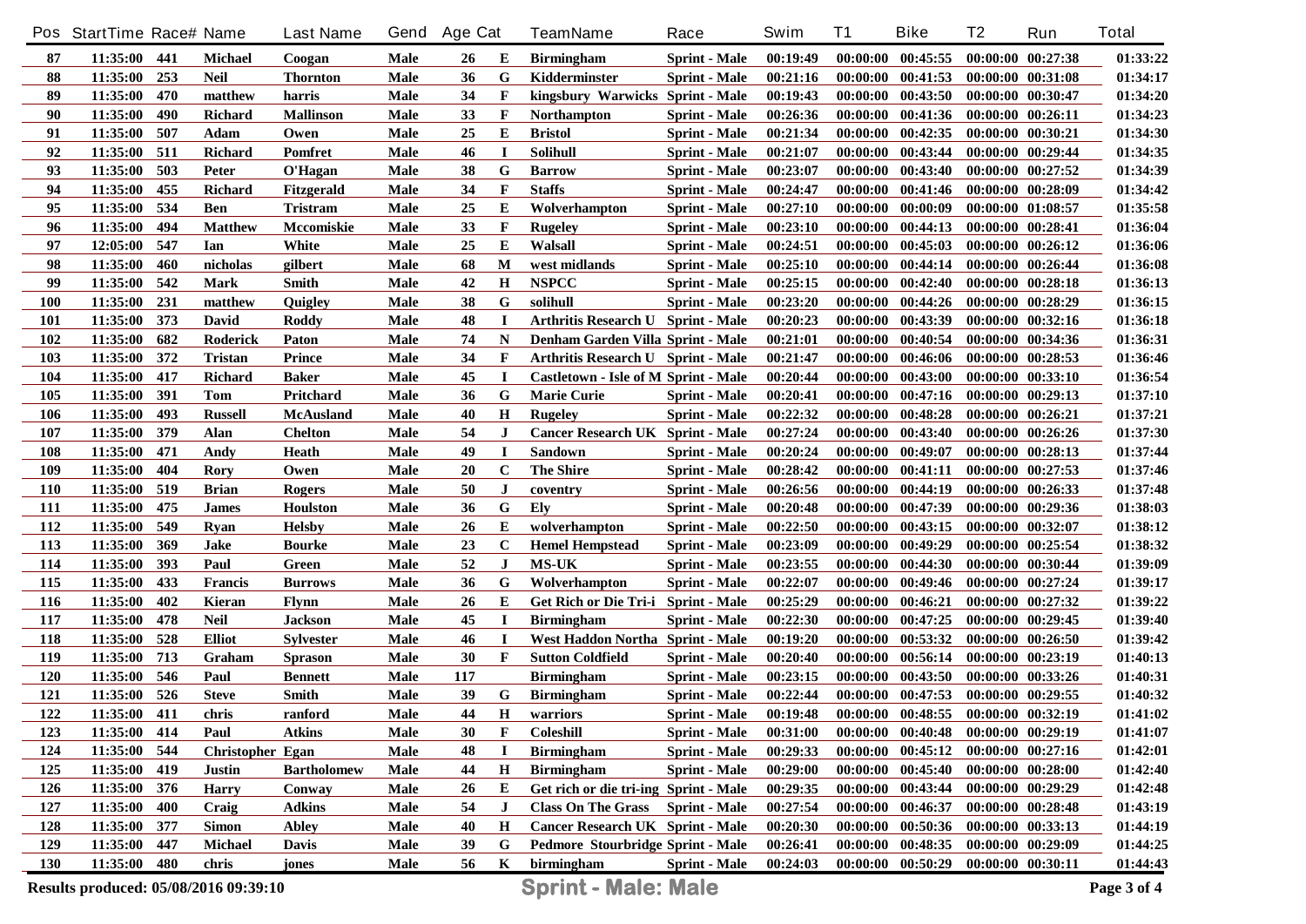| Pos | StartTime | Race# | Name | Last Name | Gend | Age | Cat | TeamName | Race | Swim | T1 | Bike | T2 | Run | Total |
|---|---|---|---|---|---|---|---|---|---|---|---|---|---|---|---|
| 87 | 11:35:00 | 441 | Michael | Coogan | Male | 26 | E | Birmingham | Sprint - Male | 00:19:49 | 00:00:00 | 00:45:55 | 00:00:00 | 00:27:38 | 01:33:22 |
| 88 | 11:35:00 | 253 | Neil | Thornton | Male | 36 | G | Kidderminster | Sprint - Male | 00:21:16 | 00:00:00 | 00:41:53 | 00:00:00 | 00:31:08 | 01:34:17 |
| 89 | 11:35:00 | 470 | matthew | harris | Male | 34 | F | kingsbury Warwicks | Sprint - Male | 00:19:43 | 00:00:00 | 00:43:50 | 00:00:00 | 00:30:47 | 01:34:20 |
| 90 | 11:35:00 | 490 | Richard | Mallinson | Male | 33 | F | Northampton | Sprint - Male | 00:26:36 | 00:00:00 | 00:41:36 | 00:00:00 | 00:26:11 | 01:34:23 |
| 91 | 11:35:00 | 507 | Adam | Owen | Male | 25 | E | Bristol | Sprint - Male | 00:21:34 | 00:00:00 | 00:42:35 | 00:00:00 | 00:30:21 | 01:34:30 |
| 92 | 11:35:00 | 511 | Richard | Pomfret | Male | 46 | I | Solihull | Sprint - Male | 00:21:07 | 00:00:00 | 00:43:44 | 00:00:00 | 00:29:44 | 01:34:35 |
| 93 | 11:35:00 | 503 | Peter | O'Hagan | Male | 38 | G | Barrow | Sprint - Male | 00:23:07 | 00:00:00 | 00:43:40 | 00:00:00 | 00:27:52 | 01:34:39 |
| 94 | 11:35:00 | 455 | Richard | Fitzgerald | Male | 34 | F | Staffs | Sprint - Male | 00:24:47 | 00:00:00 | 00:41:46 | 00:00:00 | 00:28:09 | 01:34:42 |
| 95 | 11:35:00 | 534 | Ben | Tristram | Male | 25 | E | Wolverhampton | Sprint - Male | 00:27:10 | 00:00:00 | 00:00:09 | 00:00:00 | 01:08:57 | 01:35:58 |
| 96 | 11:35:00 | 494 | Matthew | Mccomiskie | Male | 33 | F | Rugeley | Sprint - Male | 00:23:10 | 00:00:00 | 00:44:13 | 00:00:00 | 00:28:41 | 01:36:04 |
| 97 | 12:05:00 | 547 | Ian | White | Male | 25 | E | Walsall | Sprint - Male | 00:24:51 | 00:00:00 | 00:45:03 | 00:00:00 | 00:26:12 | 01:36:06 |
| 98 | 11:35:00 | 460 | nicholas | gilbert | Male | 68 | M | west midlands | Sprint - Male | 00:25:10 | 00:00:00 | 00:44:14 | 00:00:00 | 00:26:44 | 01:36:08 |
| 99 | 11:35:00 | 542 | Mark | Smith | Male | 42 | H | NSPCC | Sprint - Male | 00:25:15 | 00:00:00 | 00:42:40 | 00:00:00 | 00:28:18 | 01:36:13 |
| 100 | 11:35:00 | 231 | matthew | Quigley | Male | 38 | G | solihull | Sprint - Male | 00:23:20 | 00:00:00 | 00:44:26 | 00:00:00 | 00:28:29 | 01:36:15 |
| 101 | 11:35:00 | 373 | David | Roddy | Male | 48 | I | Arthritis Research U | Sprint - Male | 00:20:23 | 00:00:00 | 00:43:39 | 00:00:00 | 00:32:16 | 01:36:18 |
| 102 | 11:35:00 | 682 | Roderick | Paton | Male | 74 | N | Denham Garden Villa | Sprint - Male | 00:21:01 | 00:00:00 | 00:40:54 | 00:00:00 | 00:34:36 | 01:36:31 |
| 103 | 11:35:00 | 372 | Tristan | Prince | Male | 34 | F | Arthritis Research U | Sprint - Male | 00:21:47 | 00:00:00 | 00:46:06 | 00:00:00 | 00:28:53 | 01:36:46 |
| 104 | 11:35:00 | 417 | Richard | Baker | Male | 45 | I | Castletown - Isle of M | Sprint - Male | 00:20:44 | 00:00:00 | 00:43:00 | 00:00:00 | 00:33:10 | 01:36:54 |
| 105 | 11:35:00 | 391 | Tom | Pritchard | Male | 36 | G | Marie Curie | Sprint - Male | 00:20:41 | 00:00:00 | 00:47:16 | 00:00:00 | 00:29:13 | 01:37:10 |
| 106 | 11:35:00 | 493 | Russell | McAusland | Male | 40 | H | Rugeley | Sprint - Male | 00:22:32 | 00:00:00 | 00:48:28 | 00:00:00 | 00:26:21 | 01:37:21 |
| 107 | 11:35:00 | 379 | Alan | Chelton | Male | 54 | J | Cancer Research UK | Sprint - Male | 00:27:24 | 00:00:00 | 00:43:40 | 00:00:00 | 00:26:26 | 01:37:30 |
| 108 | 11:35:00 | 471 | Andy | Heath | Male | 49 | I | Sandown | Sprint - Male | 00:20:24 | 00:00:00 | 00:49:07 | 00:00:00 | 00:28:13 | 01:37:44 |
| 109 | 11:35:00 | 404 | Rory | Owen | Male | 20 | C | The Shire | Sprint - Male | 00:28:42 | 00:00:00 | 00:41:11 | 00:00:00 | 00:27:53 | 01:37:46 |
| 110 | 11:35:00 | 519 | Brian | Rogers | Male | 50 | J | coventry | Sprint - Male | 00:26:56 | 00:00:00 | 00:44:19 | 00:00:00 | 00:26:33 | 01:37:48 |
| 111 | 11:35:00 | 475 | James | Houlston | Male | 36 | G | Ely | Sprint - Male | 00:20:48 | 00:00:00 | 00:47:39 | 00:00:00 | 00:29:36 | 01:38:03 |
| 112 | 11:35:00 | 549 | Ryan | Helsby | Male | 26 | E | wolverhampton | Sprint - Male | 00:22:50 | 00:00:00 | 00:43:15 | 00:00:00 | 00:32:07 | 01:38:12 |
| 113 | 11:35:00 | 369 | Jake | Bourke | Male | 23 | C | Hemel Hempstead | Sprint - Male | 00:23:09 | 00:00:00 | 00:49:29 | 00:00:00 | 00:25:54 | 01:38:32 |
| 114 | 11:35:00 | 393 | Paul | Green | Male | 52 | J | MS-UK | Sprint - Male | 00:23:55 | 00:00:00 | 00:44:30 | 00:00:00 | 00:30:44 | 01:39:09 |
| 115 | 11:35:00 | 433 | Francis | Burrows | Male | 36 | G | Wolverhampton | Sprint - Male | 00:22:07 | 00:00:00 | 00:49:46 | 00:00:00 | 00:27:24 | 01:39:17 |
| 116 | 11:35:00 | 402 | Kieran | Flynn | Male | 26 | E | Get Rich or Die Tri-i | Sprint - Male | 00:25:29 | 00:00:00 | 00:46:21 | 00:00:00 | 00:27:32 | 01:39:22 |
| 117 | 11:35:00 | 478 | Neil | Jackson | Male | 45 | I | Birmingham | Sprint - Male | 00:22:30 | 00:00:00 | 00:47:25 | 00:00:00 | 00:29:45 | 01:39:40 |
| 118 | 11:35:00 | 528 | Elliot | Sylvester | Male | 46 | I | West Haddon Northa | Sprint - Male | 00:19:20 | 00:00:00 | 00:53:32 | 00:00:00 | 00:26:50 | 01:39:42 |
| 119 | 11:35:00 | 713 | Graham | Sprason | Male | 30 | F | Sutton Coldfield | Sprint - Male | 00:20:40 | 00:00:00 | 00:56:14 | 00:00:00 | 00:23:19 | 01:40:13 |
| 120 | 11:35:00 | 546 | Paul | Bennett | Male | 117 | | Birmingham | Sprint - Male | 00:23:15 | 00:00:00 | 00:43:50 | 00:00:00 | 00:33:26 | 01:40:31 |
| 121 | 11:35:00 | 526 | Steve | Smith | Male | 39 | G | Birmingham | Sprint - Male | 00:22:44 | 00:00:00 | 00:47:53 | 00:00:00 | 00:29:55 | 01:40:32 |
| 122 | 11:35:00 | 411 | chris | ranford | Male | 44 | H | warriors | Sprint - Male | 00:19:48 | 00:00:00 | 00:48:55 | 00:00:00 | 00:32:19 | 01:41:02 |
| 123 | 11:35:00 | 414 | Paul | Atkins | Male | 30 | F | Coleshill | Sprint - Male | 00:31:00 | 00:00:00 | 00:40:48 | 00:00:00 | 00:29:19 | 01:41:07 |
| 124 | 11:35:00 | 544 | Christopher | Egan | Male | 48 | I | Birmingham | Sprint - Male | 00:29:33 | 00:00:00 | 00:45:12 | 00:00:00 | 00:27:16 | 01:42:01 |
| 125 | 11:35:00 | 419 | Justin | Bartholomew | Male | 44 | H | Birmingham | Sprint - Male | 00:29:00 | 00:00:00 | 00:45:40 | 00:00:00 | 00:28:00 | 01:42:40 |
| 126 | 11:35:00 | 376 | Harry | Conway | Male | 26 | E | Get rich or die tri-ing | Sprint - Male | 00:29:35 | 00:00:00 | 00:43:44 | 00:00:00 | 00:29:29 | 01:42:48 |
| 127 | 11:35:00 | 400 | Craig | Adkins | Male | 54 | J | Class On The Grass | Sprint - Male | 00:27:54 | 00:00:00 | 00:46:37 | 00:00:00 | 00:28:48 | 01:43:19 |
| 128 | 11:35:00 | 377 | Simon | Abley | Male | 40 | H | Cancer Research UK | Sprint - Male | 00:20:30 | 00:00:00 | 00:50:36 | 00:00:00 | 00:33:13 | 01:44:19 |
| 129 | 11:35:00 | 447 | Michael | Davis | Male | 39 | G | Pedmore Stourbridge | Sprint - Male | 00:26:41 | 00:00:00 | 00:48:35 | 00:00:00 | 00:29:09 | 01:44:25 |
| 130 | 11:35:00 | 480 | chris | jones | Male | 56 | K | birmingham | Sprint - Male | 00:24:03 | 00:00:00 | 00:50:29 | 00:00:00 | 00:30:11 | 01:44:43 |

Results produced: 05/08/2016 09:39:10

**Sprint - Male: Male**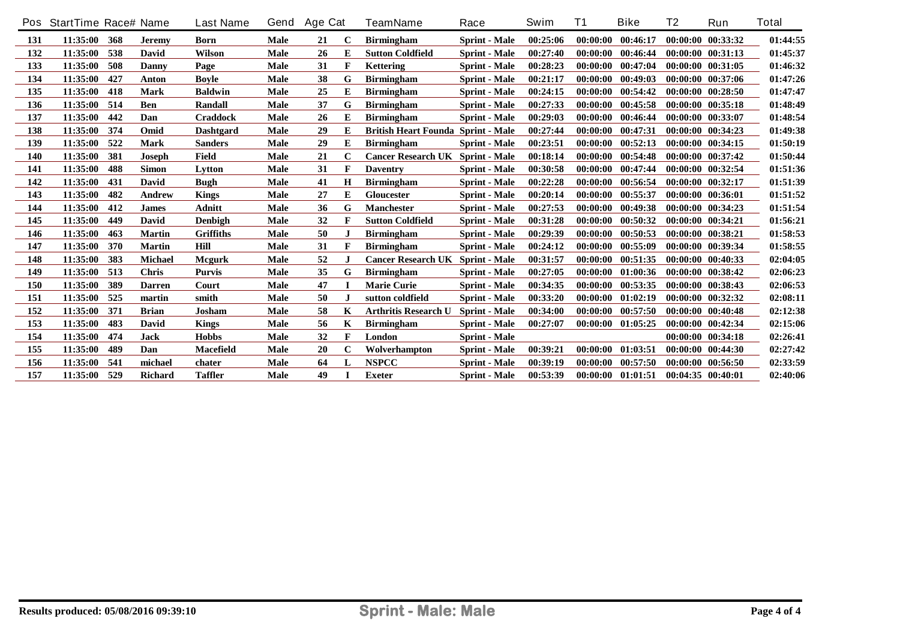| Pos | StartTime | Race# | Name | Last Name | Gend | Age | Cat | TeamName | Race | Swim | T1 | Bike | T2 | Run | Total |
|---|---|---|---|---|---|---|---|---|---|---|---|---|---|---|---|
| 131 | 11:35:00 | 368 | Jeremy | Born | Male | 21 | C | Birmingham | Sprint - Male | 00:25:06 | 00:00:00 | 00:46:17 | 00:00:00 | 00:33:32 | 01:44:55 |
| 132 | 11:35:00 | 538 | David | Wilson | Male | 26 | E | Sutton Coldfield | Sprint - Male | 00:27:40 | 00:00:00 | 00:46:44 | 00:00:00 | 00:31:13 | 01:45:37 |
| 133 | 11:35:00 | 508 | Danny | Page | Male | 31 | F | Kettering | Sprint - Male | 00:28:23 | 00:00:00 | 00:47:04 | 00:00:00 | 00:31:05 | 01:46:32 |
| 134 | 11:35:00 | 427 | Anton | Boyle | Male | 38 | G | Birmingham | Sprint - Male | 00:21:17 | 00:00:00 | 00:49:03 | 00:00:00 | 00:37:06 | 01:47:26 |
| 135 | 11:35:00 | 418 | Mark | Baldwin | Male | 25 | E | Birmingham | Sprint - Male | 00:24:15 | 00:00:00 | 00:54:42 | 00:00:00 | 00:28:50 | 01:47:47 |
| 136 | 11:35:00 | 514 | Ben | Randall | Male | 37 | G | Birmingham | Sprint - Male | 00:27:33 | 00:00:00 | 00:45:58 | 00:00:00 | 00:35:18 | 01:48:49 |
| 137 | 11:35:00 | 442 | Dan | Craddock | Male | 26 | E | Birmingham | Sprint - Male | 00:29:03 | 00:00:00 | 00:46:44 | 00:00:00 | 00:33:07 | 01:48:54 |
| 138 | 11:35:00 | 374 | Omid | Dashtgard | Male | 29 | E | British Heart Founda | Sprint - Male | 00:27:44 | 00:00:00 | 00:47:31 | 00:00:00 | 00:34:23 | 01:49:38 |
| 139 | 11:35:00 | 522 | Mark | Sanders | Male | 29 | E | Birmingham | Sprint - Male | 00:23:51 | 00:00:00 | 00:52:13 | 00:00:00 | 00:34:15 | 01:50:19 |
| 140 | 11:35:00 | 381 | Joseph | Field | Male | 21 | C | Cancer Research UK | Sprint - Male | 00:18:14 | 00:00:00 | 00:54:48 | 00:00:00 | 00:37:42 | 01:50:44 |
| 141 | 11:35:00 | 488 | Simon | Lytton | Male | 31 | F | Daventry | Sprint - Male | 00:30:58 | 00:00:00 | 00:47:44 | 00:00:00 | 00:32:54 | 01:51:36 |
| 142 | 11:35:00 | 431 | David | Bugh | Male | 41 | H | Birmingham | Sprint - Male | 00:22:28 | 00:00:00 | 00:56:54 | 00:00:00 | 00:32:17 | 01:51:39 |
| 143 | 11:35:00 | 482 | Andrew | Kings | Male | 27 | E | Gloucester | Sprint - Male | 00:20:14 | 00:00:00 | 00:55:37 | 00:00:00 | 00:36:01 | 01:51:52 |
| 144 | 11:35:00 | 412 | James | Adnitt | Male | 36 | G | Manchester | Sprint - Male | 00:27:53 | 00:00:00 | 00:49:38 | 00:00:00 | 00:34:23 | 01:51:54 |
| 145 | 11:35:00 | 449 | David | Denbigh | Male | 32 | F | Sutton Coldfield | Sprint - Male | 00:31:28 | 00:00:00 | 00:50:32 | 00:00:00 | 00:34:21 | 01:56:21 |
| 146 | 11:35:00 | 463 | Martin | Griffiths | Male | 50 | J | Birmingham | Sprint - Male | 00:29:39 | 00:00:00 | 00:50:53 | 00:00:00 | 00:38:21 | 01:58:53 |
| 147 | 11:35:00 | 370 | Martin | Hill | Male | 31 | F | Birmingham | Sprint - Male | 00:24:12 | 00:00:00 | 00:55:09 | 00:00:00 | 00:39:34 | 01:58:55 |
| 148 | 11:35:00 | 383 | Michael | Mcgurk | Male | 52 | J | Cancer Research UK | Sprint - Male | 00:31:57 | 00:00:00 | 00:51:35 | 00:00:00 | 00:40:33 | 02:04:05 |
| 149 | 11:35:00 | 513 | Chris | Purvis | Male | 35 | G | Birmingham | Sprint - Male | 00:27:05 | 00:00:00 | 01:00:36 | 00:00:00 | 00:38:42 | 02:06:23 |
| 150 | 11:35:00 | 389 | Darren | Court | Male | 47 | I | Marie Curie | Sprint - Male | 00:34:35 | 00:00:00 | 00:53:35 | 00:00:00 | 00:38:43 | 02:06:53 |
| 151 | 11:35:00 | 525 | martin | smith | Male | 50 | J | sutton coldfield | Sprint - Male | 00:33:20 | 00:00:00 | 01:02:19 | 00:00:00 | 00:32:32 | 02:08:11 |
| 152 | 11:35:00 | 371 | Brian | Josham | Male | 58 | K | Arthritis Research U | Sprint - Male | 00:34:00 | 00:00:00 | 00:57:50 | 00:00:00 | 00:40:48 | 02:12:38 |
| 153 | 11:35:00 | 483 | David | Kings | Male | 56 | K | Birmingham | Sprint - Male | 00:27:07 | 00:00:00 | 01:05:25 | 00:00:00 | 00:42:34 | 02:15:06 |
| 154 | 11:35:00 | 474 | Jack | Hobbs | Male | 32 | F | London | Sprint - Male | | | | 00:00:00 | 00:34:18 | 02:26:41 |
| 155 | 11:35:00 | 489 | Dan | Macefield | Male | 20 | C | Wolverhampton | Sprint - Male | 00:39:21 | 00:00:00 | 01:03:51 | 00:00:00 | 00:44:30 | 02:27:42 |
| 156 | 11:35:00 | 541 | michael | chater | Male | 64 | L | NSPCC | Sprint - Male | 00:39:19 | 00:00:00 | 00:57:50 | 00:00:00 | 00:56:50 | 02:33:59 |
| 157 | 11:35:00 | 529 | Richard | Taffler | Male | 49 | I | Exeter | Sprint - Male | 00:53:39 | 00:00:00 | 01:01:51 | 00:04:35 | 00:40:01 | 02:40:06 |

**Results produced: 05/08/2016 09:39:10** **Sprint - Male: Male**